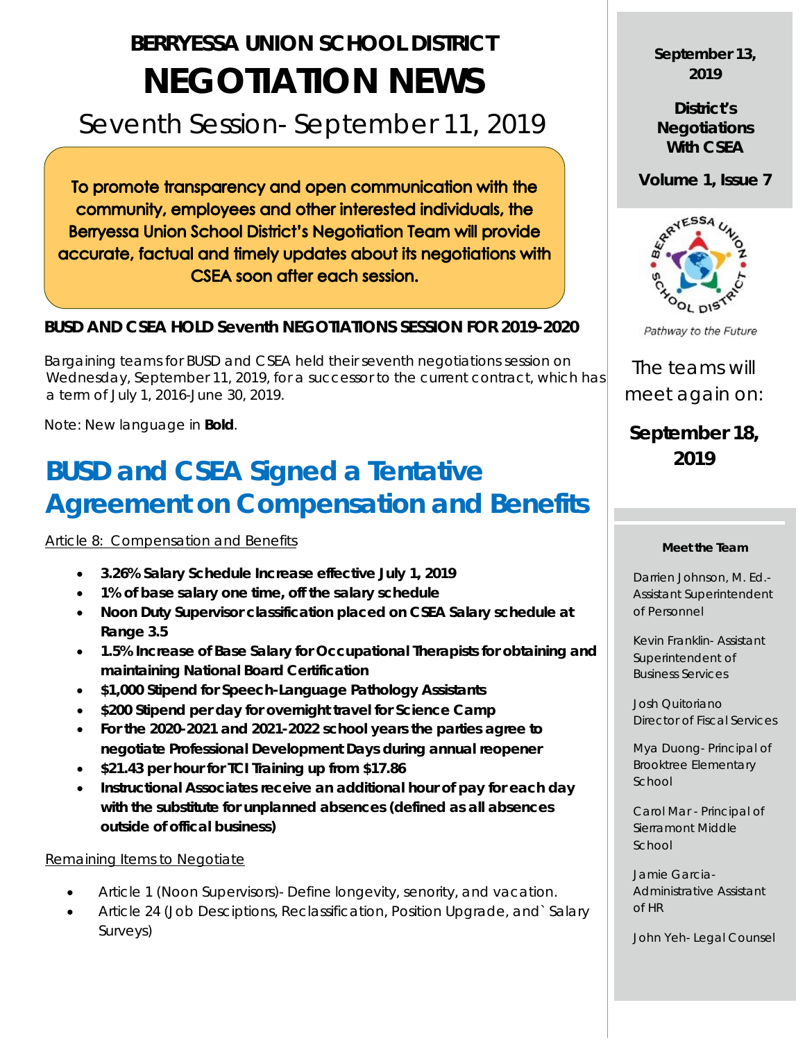# BERRYESSA UNION SCHOOL DISTRICT

# NEGOTIATION NEWS

## Seventh Session- September 11, 2019

**To promote transparency and open communication with the community, employees and other interested individuals, the Berryessa Union School District's Negotiation Team will provide accurate, factual and timely updates about its negotiations with CSEA soon after each session.**

### BUSD AND CSEA HOLD Seventh NEGOTIATIONS SESSION FOR 2019-2020

Bargaining teams for BUSD and CSEA held their seventh negotiations session on Wednesday, September 11, 2019, for a successor to the current contract, which has a term of July 1, 2016-June 30, 2019.

Note: New language in **Bold**.

## BUSD and CSEA Signed a Tentative Agreement on Compensation and Benefits

Article 8: Compensation and Benefits

- **3.26% Salary Schedule Increase effective July 1, 2019**
- **1% of base salary one time, off the salary schedule**
- **Noon Duty Supervisor classification placed on CSEA Salary schedule at Range 3.5**
- **1.5% Increase of Base Salary for Occupational Therapists for obtaining and maintaining National Board Certification**
- **$1,000 Stipend for Speech-Language Pathology Assistants**
- **$200 Stipend per day for overnight travel for Science Camp**
- **For the 2020-2021 and 2021-2022 school years the parties agree to negotiate Professional Development Days during annual reopener**
- **$21.43 per hour for TCI Training up from $17.86**
- **Instructional Associates receive an additional hour of pay for each day with the substitute for unplanned absences (defined as all absences outside of offical business)**

Remaining Items to Negotiate

- Article 1 (Noon Supervisors)- Define longevity, senority, and vacation.
- Article 24 (Job Desciptions, Reclassification, Position Upgrade, and` Salary Surveys)

**September 13, 2019**

**District's Negotiations With CSEA**

**Volume 1, Issue 7**

*Pathway to the Future*

The teams will meet again on:

**September 18, 2019**

**Meet the Team**

Darrien Johnson, M. Ed.- Assistant Superintendent of Personnel

Kevin Franklin- Assistant Superintendent of Business Services

Josh Quitoriano Director of Fiscal Services

Mya Duong- Principal of Brooktree Elementary School

Carol Mar - Principal of Sierramont Middle School

Jamie Garcia- Administrative Assistant of HR

John Yeh- Legal Counsel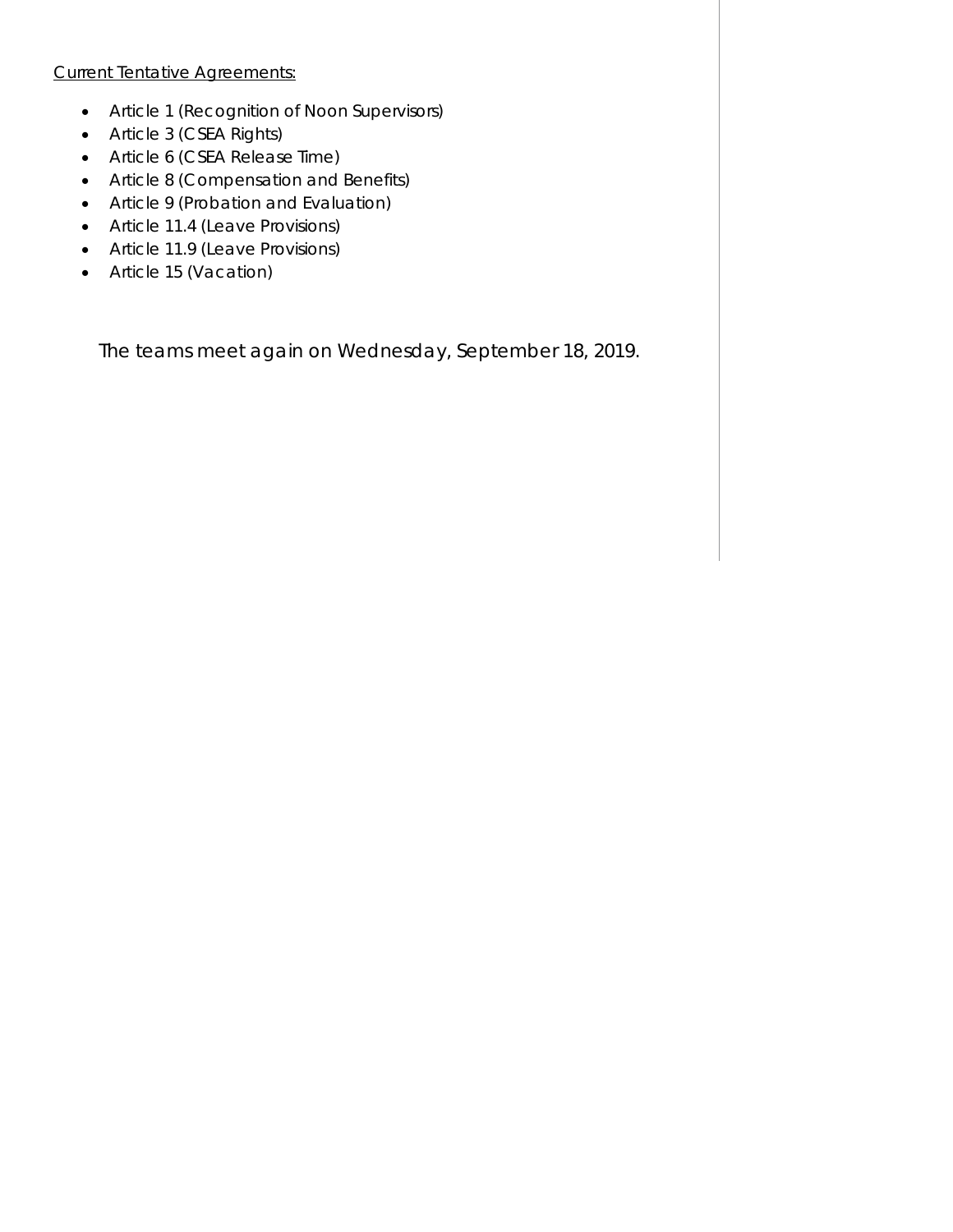Current Tentative Agreements:

- Article 1 (Recognition of Noon Supervisors)
- Article 3 (CSEA Rights)
- Article 6 (CSEA Release Time)
- Article 8 (Compensation and Benefits)
- Article 9 (Probation and Evaluation)
- Article 11.4 (Leave Provisions)
- Article 11.9 (Leave Provisions)
- Article 15 (Vacation)

The teams meet again on Wednesday, September 18, 2019.